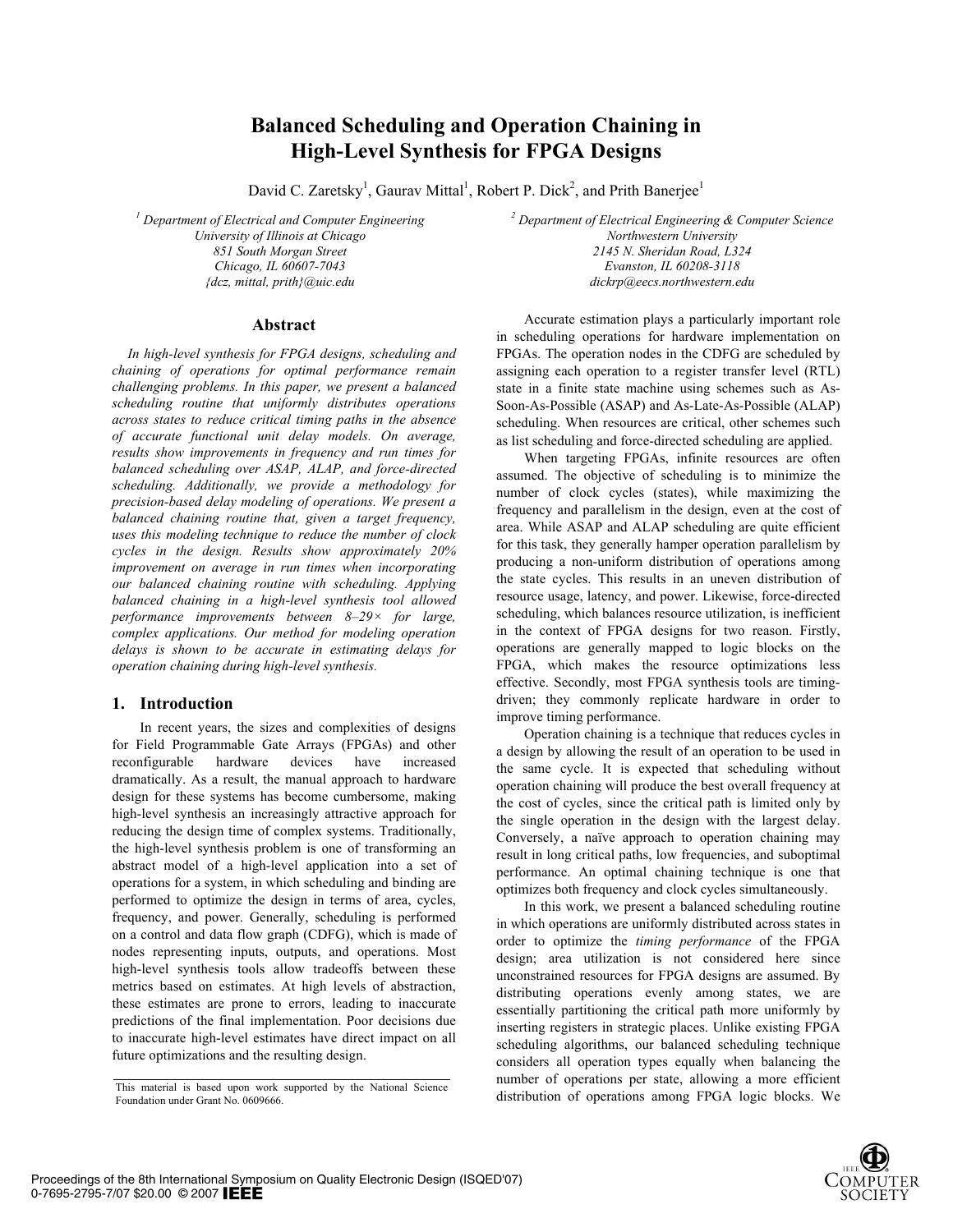# Balanced Scheduling and Operation Chaining in High-Level Synthesis for FPGA Designs

David C. Zaretsky[1], Gaurav Mittal[1], Robert P. Dick[2], and Prith Banerjee[1]

[1] Department of Electrical and Computer Engineering
University of Illinois at Chicago
851 South Morgan Street
Chicago, IL 60607-7043
{dcz, mittal, prith}@uic.edu

[2] Department of Electrical Engineering & Computer Science
Northwestern University
2145 N. Sheridan Road, L324
Evanston, IL 60208-3118
dickrp@eecs.northwestern.edu

## Abstract

*In high-level synthesis for FPGA designs, scheduling and chaining of operations for optimal performance remain challenging problems. In this paper, we present a balanced scheduling routine that uniformly distributes operations across states to reduce critical timing paths in the absence of accurate functional unit delay models. On average, results show improvements in frequency and run times for balanced scheduling over ASAP, ALAP, and force-directed scheduling. Additionally, we provide a methodology for precision-based delay modeling of operations. We present a balanced chaining routine that, given a target frequency, uses this modeling technique to reduce the number of clock cycles in the design. Results show approximately 20% improvement on average in run times when incorporating our balanced chaining routine with scheduling. Applying balanced chaining in a high-level synthesis tool allowed performance improvements between 8–29× for large, complex applications. Our method for modeling operation delays is shown to be accurate in estimating delays for operation chaining during high-level synthesis.*

## 1. Introduction

In recent years, the sizes and complexities of designs for Field Programmable Gate Arrays (FPGAs) and other reconfigurable hardware devices have increased dramatically. As a result, the manual approach to hardware design for these systems has become cumbersome, making high-level synthesis an increasingly attractive approach for reducing the design time of complex systems. Traditionally, the high-level synthesis problem is one of transforming an abstract model of a high-level application into a set of operations for a system, in which scheduling and binding are performed to optimize the design in terms of area, cycles, frequency, and power. Generally, scheduling is performed on a control and data flow graph (CDFG), which is made of nodes representing inputs, outputs, and operations. Most high-level synthesis tools allow tradeoffs between these metrics based on estimates. At high levels of abstraction, these estimates are prone to errors, leading to inaccurate predictions of the final implementation. Poor decisions due to inaccurate high-level estimates have direct impact on all future optimizations and the resulting design.

This material is based upon work supported by the National Science Foundation under Grant No. 0609666.

Accurate estimation plays a particularly important role in scheduling operations for hardware implementation on FPGAs. The operation nodes in the CDFG are scheduled by assigning each operation to a register transfer level (RTL) state in a finite state machine using schemes such as As-Soon-As-Possible (ASAP) and As-Late-As-Possible (ALAP) scheduling. When resources are critical, other schemes such as list scheduling and force-directed scheduling are applied.

When targeting FPGAs, infinite resources are often assumed. The objective of scheduling is to minimize the number of clock cycles (states), while maximizing the frequency and parallelism in the design, even at the cost of area. While ASAP and ALAP scheduling are quite efficient for this task, they generally hamper operation parallelism by producing a non-uniform distribution of operations among the state cycles. This results in an uneven distribution of resource usage, latency, and power. Likewise, force-directed scheduling, which balances resource utilization, is inefficient in the context of FPGA designs for two reason. Firstly, operations are generally mapped to logic blocks on the FPGA, which makes the resource optimizations less effective. Secondly, most FPGA synthesis tools are timing-driven; they commonly replicate hardware in order to improve timing performance.

Operation chaining is a technique that reduces cycles in a design by allowing the result of an operation to be used in the same cycle. It is expected that scheduling without operation chaining will produce the best overall frequency at the cost of cycles, since the critical path is limited only by the single operation in the design with the largest delay. Conversely, a naïve approach to operation chaining may result in long critical paths, low frequencies, and suboptimal performance. An optimal chaining technique is one that optimizes both frequency and clock cycles simultaneously.

In this work, we present a balanced scheduling routine in which operations are uniformly distributed across states in order to optimize the *timing performance* of the FPGA design; area utilization is not considered here since unconstrained resources for FPGA designs are assumed. By distributing operations evenly among states, we are essentially partitioning the critical path more uniformly by inserting registers in strategic places. Unlike existing FPGA scheduling algorithms, our balanced scheduling technique considers all operation types equally when balancing the number of operations per state, allowing a more efficient distribution of operations among FPGA logic blocks. We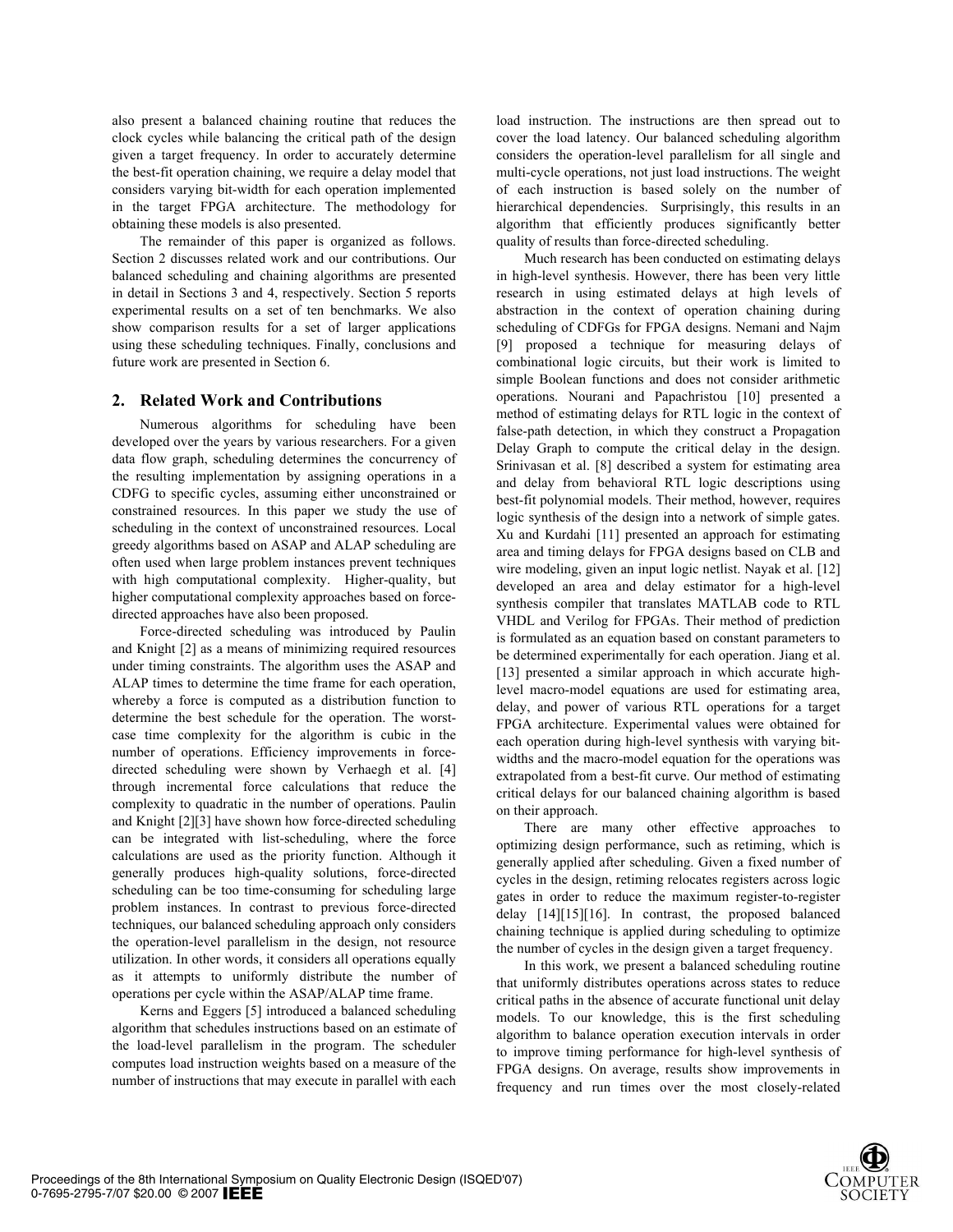also present a balanced chaining routine that reduces the clock cycles while balancing the critical path of the design given a target frequency. In order to accurately determine the best-fit operation chaining, we require a delay model that considers varying bit-width for each operation implemented in the target FPGA architecture. The methodology for obtaining these models is also presented.

The remainder of this paper is organized as follows. Section 2 discusses related work and our contributions. Our balanced scheduling and chaining algorithms are presented in detail in Sections 3 and 4, respectively. Section 5 reports experimental results on a set of ten benchmarks. We also show comparison results for a set of larger applications using these scheduling techniques. Finally, conclusions and future work are presented in Section 6.

## 2. Related Work and Contributions

Numerous algorithms for scheduling have been developed over the years by various researchers. For a given data flow graph, scheduling determines the concurrency of the resulting implementation by assigning operations in a CDFG to specific cycles, assuming either unconstrained or constrained resources. In this paper we study the use of scheduling in the context of unconstrained resources. Local greedy algorithms based on ASAP and ALAP scheduling are often used when large problem instances prevent techniques with high computational complexity. Higher-quality, but higher computational complexity approaches based on force-directed approaches have also been proposed.

Force-directed scheduling was introduced by Paulin and Knight [2] as a means of minimizing required resources under timing constraints. The algorithm uses the ASAP and ALAP times to determine the time frame for each operation, whereby a force is computed as a distribution function to determine the best schedule for the operation. The worst-case time complexity for the algorithm is cubic in the number of operations. Efficiency improvements in force-directed scheduling were shown by Verhaegh et al. [4] through incremental force calculations that reduce the complexity to quadratic in the number of operations. Paulin and Knight [2][3] have shown how force-directed scheduling can be integrated with list-scheduling, where the force calculations are used as the priority function. Although it generally produces high-quality solutions, force-directed scheduling can be too time-consuming for scheduling large problem instances. In contrast to previous force-directed techniques, our balanced scheduling approach only considers the operation-level parallelism in the design, not resource utilization. In other words, it considers all operations equally as it attempts to uniformly distribute the number of operations per cycle within the ASAP/ALAP time frame.

Kerns and Eggers [5] introduced a balanced scheduling algorithm that schedules instructions based on an estimate of the load-level parallelism in the program. The scheduler computes load instruction weights based on a measure of the number of instructions that may execute in parallel with each load instruction. The instructions are then spread out to cover the load latency. Our balanced scheduling algorithm considers the operation-level parallelism for all single and multi-cycle operations, not just load instructions. The weight of each instruction is based solely on the number of hierarchical dependencies. Surprisingly, this results in an algorithm that efficiently produces significantly better quality of results than force-directed scheduling.

Much research has been conducted on estimating delays in high-level synthesis. However, there has been very little research in using estimated delays at high levels of abstraction in the context of operation chaining during scheduling of CDFGs for FPGA designs. Nemani and Najm [9] proposed a technique for measuring delays of combinational logic circuits, but their work is limited to simple Boolean functions and does not consider arithmetic operations. Nourani and Papachristou [10] presented a method of estimating delays for RTL logic in the context of false-path detection, in which they construct a Propagation Delay Graph to compute the critical delay in the design. Srinivasan et al. [8] described a system for estimating area and delay from behavioral RTL logic descriptions using best-fit polynomial models. Their method, however, requires logic synthesis of the design into a network of simple gates. Xu and Kurdahi [11] presented an approach for estimating area and timing delays for FPGA designs based on CLB and wire modeling, given an input logic netlist. Nayak et al. [12] developed an area and delay estimator for a high-level synthesis compiler that translates MATLAB code to RTL VHDL and Verilog for FPGAs. Their method of prediction is formulated as an equation based on constant parameters to be determined experimentally for each operation. Jiang et al. [13] presented a similar approach in which accurate high-level macro-model equations are used for estimating area, delay, and power of various RTL operations for a target FPGA architecture. Experimental values were obtained for each operation during high-level synthesis with varying bit-widths and the macro-model equation for the operations was extrapolated from a best-fit curve. Our method of estimating critical delays for our balanced chaining algorithm is based on their approach.

There are many other effective approaches to optimizing design performance, such as retiming, which is generally applied after scheduling. Given a fixed number of cycles in the design, retiming relocates registers across logic gates in order to reduce the maximum register-to-register delay [14][15][16]. In contrast, the proposed balanced chaining technique is applied during scheduling to optimize the number of cycles in the design given a target frequency.

In this work, we present a balanced scheduling routine that uniformly distributes operations across states to reduce critical paths in the absence of accurate functional unit delay models. To our knowledge, this is the first scheduling algorithm to balance operation execution intervals in order to improve timing performance for high-level synthesis of FPGA designs. On average, results show improvements in frequency and run times over the most closely-related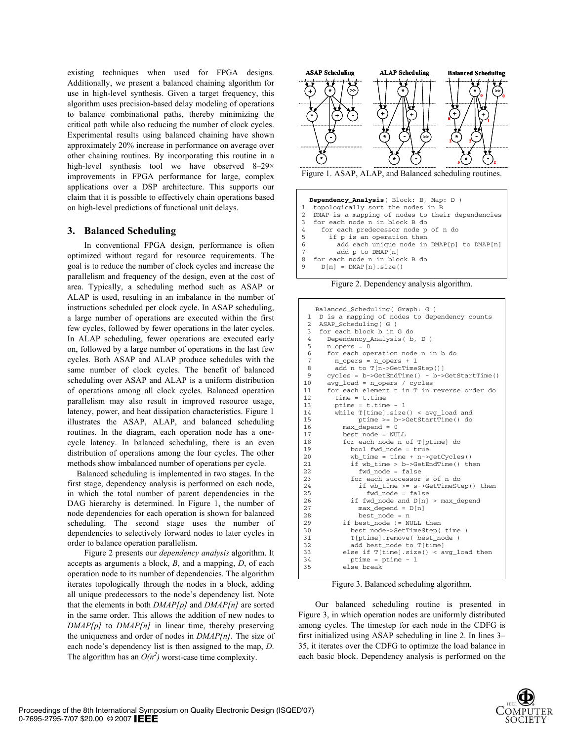existing techniques when used for FPGA designs. Additionally, we present a balanced chaining algorithm for use in high-level synthesis. Given a target frequency, this algorithm uses precision-based delay modeling of operations to balance combinational paths, thereby minimizing the critical path while also reducing the number of clock cycles. Experimental results using balanced chaining have shown approximately 20% increase in performance on average over other chaining routines. By incorporating this routine in a high-level synthesis tool we have observed 8–29× improvements in FPGA performance for large, complex applications over a DSP architecture. This supports our claim that it is possible to effectively chain operations based on high-level predictions of functional unit delays.

## 3. Balanced Scheduling

In conventional FPGA design, performance is often optimized without regard for resource requirements. The goal is to reduce the number of clock cycles and increase the parallelism and frequency of the design, even at the cost of area. Typically, a scheduling method such as ASAP or ALAP is used, resulting in an imbalance in the number of instructions scheduled per clock cycle. In ASAP scheduling, a large number of operations are executed within the first few cycles, followed by fewer operations in the later cycles. In ALAP scheduling, fewer operations are executed early on, followed by a large number of operations in the last few cycles. Both ASAP and ALAP produce schedules with the same number of clock cycles. The benefit of balanced scheduling over ASAP and ALAP is a uniform distribution of operations among all clock cycles. Balanced operation parallelism may also result in improved resource usage, latency, power, and heat dissipation characteristics. Figure 1 illustrates the ASAP, ALAP, and balanced scheduling routines. In the diagram, each operation node has a one-cycle latency. In balanced scheduling, there is an even distribution of operations among the four cycles. The other methods show imbalanced number of operations per cycle.

Balanced scheduling is implemented in two stages. In the first stage, dependency analysis is performed on each node, in which the total number of parent dependencies in the DAG hierarchy is determined. In Figure 1, the number of node dependencies for each operation is shown for balanced scheduling. The second stage uses the number of dependencies to selectively forward nodes to later cycles in order to balance operation parallelism.

Figure 2 presents our *dependency analysis* algorithm. It accepts as arguments a block, *B*, and a mapping, *D*, of each operation node to its number of dependencies. The algorithm iterates topologically through the nodes in a block, adding all unique predecessors to the node's dependency list. Note that the elements in both *DMAP[p]* and *DMAP[n]* are sorted in the same order. This allows the addition of new nodes to *DMAP[p]* to *DMAP[n]* in linear time, thereby preserving the uniqueness and order of nodes in *DMAP[n]*. The size of each node's dependency list is then assigned to the map, *D*. The algorithm has an $O(n^2)$ worst-case time complexity.

Figure 1. ASAP, ALAP, and Balanced scheduling routines.

```
  Dependency_Analysis( Block: B, Map: D )
1  topologically sort the nodes in B
2  DMAP is a mapping of nodes to their dependencies
3  for each node n in block B do
4    for each predecessor node p of n do
5      if p is an operation then
6        add each unique node in DMAP[p] to DMAP[n]
7        add p to DMAP[n]
8  for each node n in block B do
9    D[n] = DMAP[n].size()
```

Figure 2. Dependency analysis algorithm.

```
   Balanced_Scheduling( Graph: G )
 1  D is a mapping of nodes to dependency counts
 2  ASAP_Scheduling( G )
 3  for each block b in G do
 4    Dependency_Analysis( b, D )
 5    n_opers = 0
 6    for each operation node n in b do
 7      n_opers = n_opers + 1
 8      add n to T[n->GetTimeStep()]
 9    cycles = b->GetEndTime() - b->GetStartTime()
10    avg_load = n_opers / cycles
11    for each element t in T in reverse order do
12      time = t.time
13      ptime = t.time - 1
14      while T[time].size() < avg_load and
15            ptime >= b->GetStartTime() do
16        max_depend = 0
17        best_node = NULL
18        for each node n of T[ptime] do
19          bool fwd_node = true
20          wb_time = time + n->getCycles()
21          if wb_time > b->GetEndTime() then
22            fwd_node = false
23          for each successor s of n do
24            if wb_time >= s->GetTimeStep() then
25              fwd_node = false
26          if fwd_node and D[n] > max_depend
27            max_depend = D[n]
28            best_node = n
29        if best_node != NULL then
30          best_node->SetTimeStep( time )
31          T[ptime].remove( best_node )
32          add best_node to T[time]
33        else if T[time].size() < avg_load then
34          ptime = ptime - 1
35        else break
```

Figure 3. Balanced scheduling algorithm.

Our balanced scheduling routine is presented in Figure 3, in which operation nodes are uniformly distributed among cycles. The timestep for each node in the CDFG is first initialized using ASAP scheduling in line 2. In lines 3–35, it iterates over the CDFG to optimize the load balance in each basic block. Dependency analysis is performed on the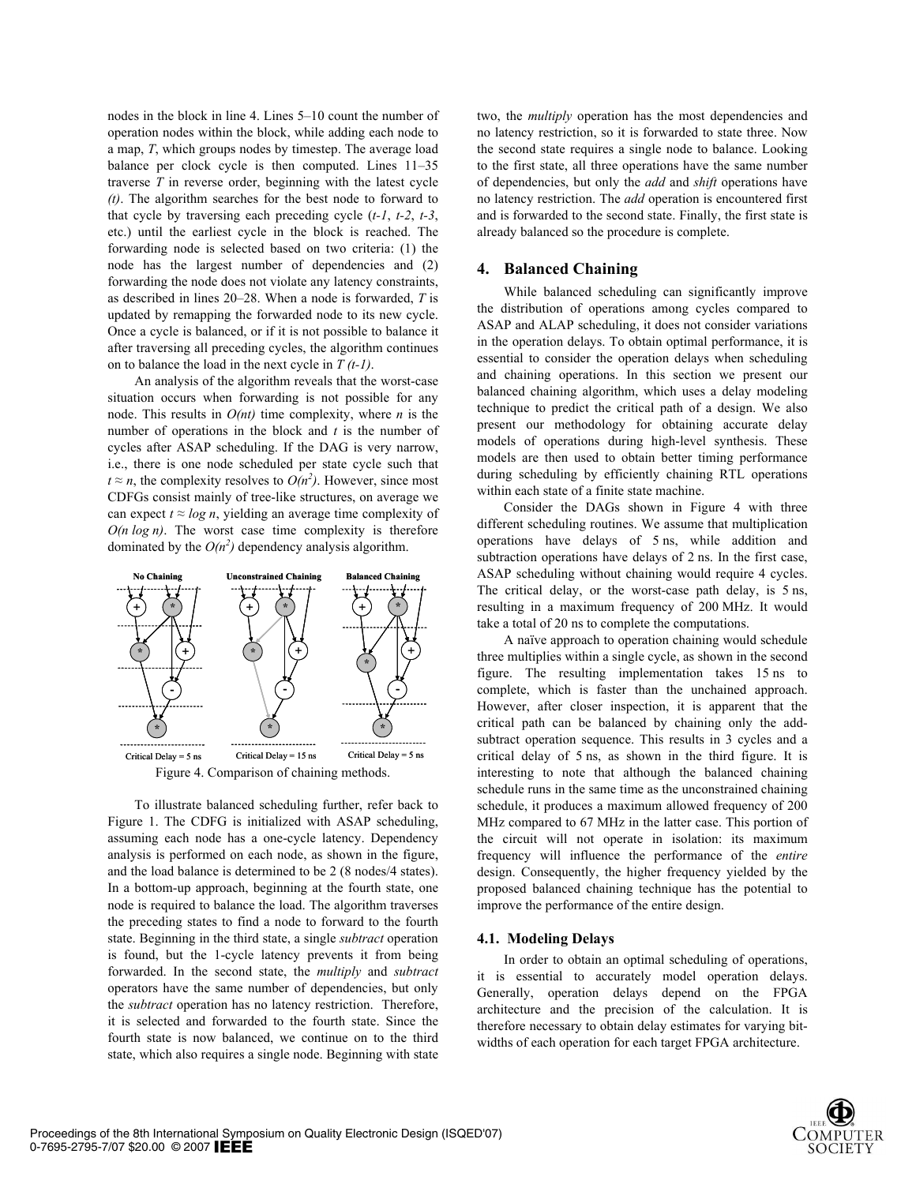nodes in the block in line 4. Lines 5–10 count the number of operation nodes within the block, while adding each node to a map, *T*, which groups nodes by timestep. The average load balance per clock cycle is then computed. Lines 11–35 traverse *T* in reverse order, beginning with the latest cycle *(t)*. The algorithm searches for the best node to forward to that cycle by traversing each preceding cycle (*t-1*, *t-2*, *t-3*, etc.) until the earliest cycle in the block is reached. The forwarding node is selected based on two criteria: (1) the node has the largest number of dependencies and (2) forwarding the node does not violate any latency constraints, as described in lines 20–28. When a node is forwarded, *T* is updated by remapping the forwarded node to its new cycle. Once a cycle is balanced, or if it is not possible to balance it after traversing all preceding cycles, the algorithm continues on to balance the load in the next cycle in *T (t-1)*.

An analysis of the algorithm reveals that the worst-case situation occurs when forwarding is not possible for any node. This results in $O(nt)$ time complexity, where *n* is the number of operations in the block and *t* is the number of cycles after ASAP scheduling. If the DAG is very narrow, i.e., there is one node scheduled per state cycle such that $t \approx n$, the complexity resolves to $O(n^2)$. However, since most CDFGs consist mainly of tree-like structures, on average we can expect $t \approx \log n$, yielding an average time complexity of $O(n \log n)$. The worst case time complexity is therefore dominated by the $O(n^2)$ dependency analysis algorithm.

Figure 4. Comparison of chaining methods.

To illustrate balanced scheduling further, refer back to Figure 1. The CDFG is initialized with ASAP scheduling, assuming each node has a one-cycle latency. Dependency analysis is performed on each node, as shown in the figure, and the load balance is determined to be 2 (8 nodes/4 states). In a bottom-up approach, beginning at the fourth state, one node is required to balance the load. The algorithm traverses the preceding states to find a node to forward to the fourth state. Beginning in the third state, a single *subtract* operation is found, but the 1-cycle latency prevents it from being forwarded. In the second state, the *multiply* and *subtract* operators have the same number of dependencies, but only the *subtract* operation has no latency restriction. Therefore, it is selected and forwarded to the fourth state. Since the fourth state is now balanced, we continue on to the third state, which also requires a single node. Beginning with state two, the *multiply* operation has the most dependencies and no latency restriction, so it is forwarded to state three. Now the second state requires a single node to balance. Looking to the first state, all three operations have the same number of dependencies, but only the *add* and *shift* operations have no latency restriction. The *add* operation is encountered first and is forwarded to the second state. Finally, the first state is already balanced so the procedure is complete.

## 4. Balanced Chaining

While balanced scheduling can significantly improve the distribution of operations among cycles compared to ASAP and ALAP scheduling, it does not consider variations in the operation delays. To obtain optimal performance, it is essential to consider the operation delays when scheduling and chaining operations. In this section we present our balanced chaining algorithm, which uses a delay modeling technique to predict the critical path of a design. We also present our methodology for obtaining accurate delay models of operations during high-level synthesis. These models are then used to obtain better timing performance during scheduling by efficiently chaining RTL operations within each state of a finite state machine.

Consider the DAGs shown in Figure 4 with three different scheduling routines. We assume that multiplication operations have delays of 5 ns, while addition and subtraction operations have delays of 2 ns. In the first case, ASAP scheduling without chaining would require 4 cycles. The critical delay, or the worst-case path delay, is 5 ns, resulting in a maximum frequency of 200 MHz. It would take a total of 20 ns to complete the computations.

A naïve approach to operation chaining would schedule three multiplies within a single cycle, as shown in the second figure. The resulting implementation takes 15 ns to complete, which is faster than the unchained approach. However, after closer inspection, it is apparent that the critical path can be balanced by chaining only the add-subtract operation sequence. This results in 3 cycles and a critical delay of 5 ns, as shown in the third figure. It is interesting to note that although the balanced chaining schedule runs in the same time as the unconstrained chaining schedule, it produces a maximum allowed frequency of 200 MHz compared to 67 MHz in the latter case. This portion of the circuit will not operate in isolation: its maximum frequency will influence the performance of the *entire* design. Consequently, the higher frequency yielded by the proposed balanced chaining technique has the potential to improve the performance of the entire design.

### 4.1. Modeling Delays

In order to obtain an optimal scheduling of operations, it is essential to accurately model operation delays. Generally, operation delays depend on the FPGA architecture and the precision of the calculation. It is therefore necessary to obtain delay estimates for varying bit-widths of each operation for each target FPGA architecture.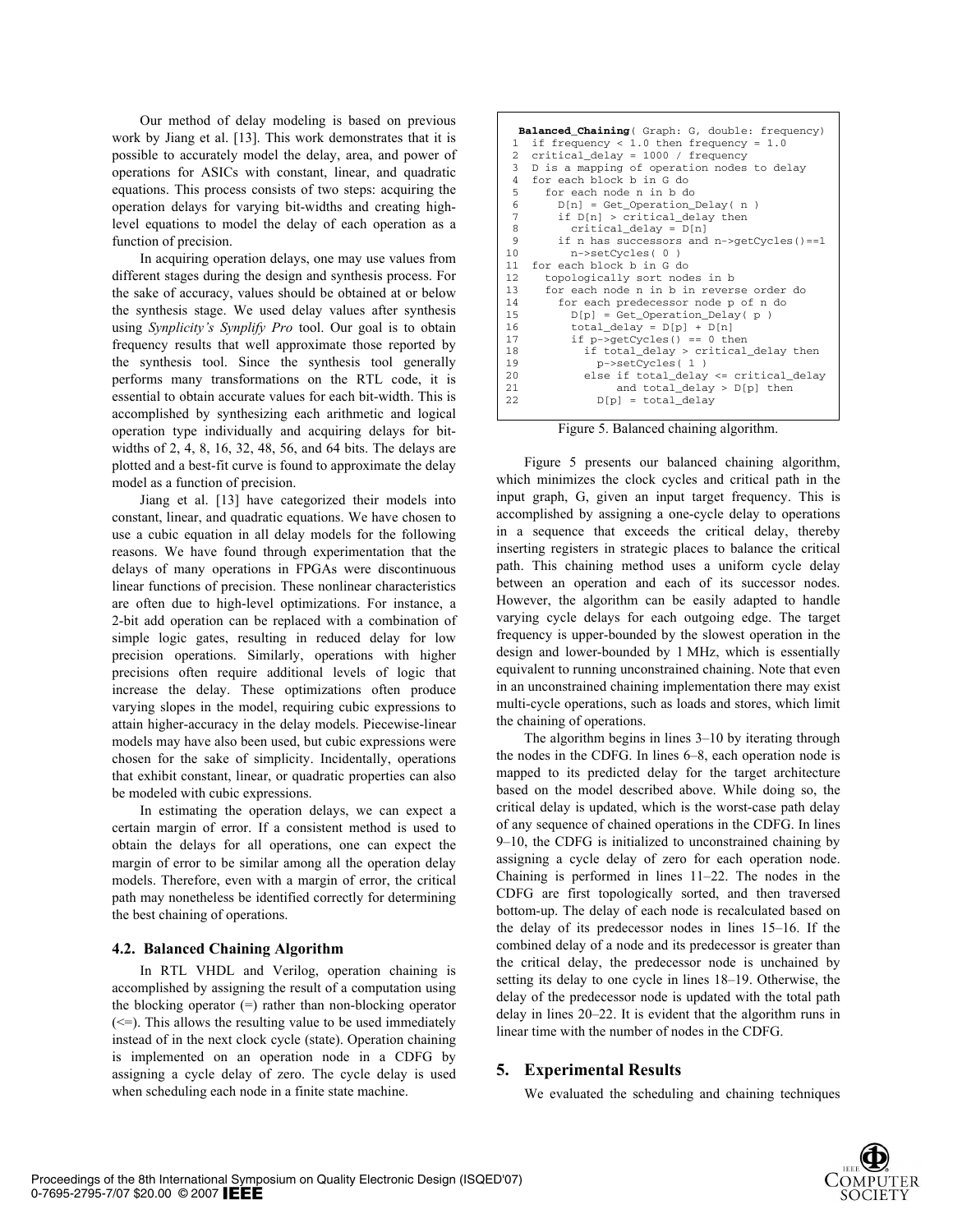Our method of delay modeling is based on previous work by Jiang et al. [13]. This work demonstrates that it is possible to accurately model the delay, area, and power of operations for ASICs with constant, linear, and quadratic equations. This process consists of two steps: acquiring the operation delays for varying bit-widths and creating high-level equations to model the delay of each operation as a function of precision.

In acquiring operation delays, one may use values from different stages during the design and synthesis process. For the sake of accuracy, values should be obtained at or below the synthesis stage. We used delay values after synthesis using *Synplicity's Synplify Pro* tool. Our goal is to obtain frequency results that well approximate those reported by the synthesis tool. Since the synthesis tool generally performs many transformations on the RTL code, it is essential to obtain accurate values for each bit-width. This is accomplished by synthesizing each arithmetic and logical operation type individually and acquiring delays for bit-widths of 2, 4, 8, 16, 32, 48, 56, and 64 bits. The delays are plotted and a best-fit curve is found to approximate the delay model as a function of precision.

Jiang et al. [13] have categorized their models into constant, linear, and quadratic equations. We have chosen to use a cubic equation in all delay models for the following reasons. We have found through experimentation that the delays of many operations in FPGAs were discontinuous linear functions of precision. These nonlinear characteristics are often due to high-level optimizations. For instance, a 2-bit add operation can be replaced with a combination of simple logic gates, resulting in reduced delay for low precision operations. Similarly, operations with higher precisions often require additional levels of logic that increase the delay. These optimizations often produce varying slopes in the model, requiring cubic expressions to attain higher-accuracy in the delay models. Piecewise-linear models may have also been used, but cubic expressions were chosen for the sake of simplicity. Incidentally, operations that exhibit constant, linear, or quadratic properties can also be modeled with cubic expressions.

In estimating the operation delays, we can expect a certain margin of error. If a consistent method is used to obtain the delays for all operations, one can expect the margin of error to be similar among all the operation delay models. Therefore, even with a margin of error, the critical path may nonetheless be identified correctly for determining the best chaining of operations.

### 4.2. Balanced Chaining Algorithm

In RTL VHDL and Verilog, operation chaining is accomplished by assigning the result of a computation using the blocking operator (=) rather than non-blocking operator (<=). This allows the resulting value to be used immediately instead of in the next clock cycle (state). Operation chaining is implemented on an operation node in a CDFG by assigning a cycle delay of zero. The cycle delay is used when scheduling each node in a finite state machine.

```
 Balanced_Chaining( Graph: G, double: frequency)
 1  if frequency < 1.0 then frequency = 1.0
 2  critical_delay = 1000 / frequency
 3  D is a mapping of operation nodes to delay
 4  for each block b in G do
 5    for each node n in b do
 6      D[n] = Get_Operation_Delay( n )
 7      if D[n] > critical_delay then
 8        critical_delay = D[n]
 9      if n has successors and n->getCycles()==1
10        n->setCycles( 0 )
11  for each block b in G do
12    topologically sort nodes in b
13    for each node n in b in reverse order do
14      for each predecessor node p of n do
15        D[p] = Get_Operation_Delay( p )
16        total_delay = D[p] + D[n]
17        if p->getCycles() == 0 then
18          if total_delay > critical_delay then
19            p->setCycles( 1 )
20          else if total_delay <= critical_delay
21                and total_delay > D[p] then
22            D[p] = total_delay
```

Figure 5. Balanced chaining algorithm.

Figure 5 presents our balanced chaining algorithm, which minimizes the clock cycles and critical path in the input graph, G, given an input target frequency. This is accomplished by assigning a one-cycle delay to operations in a sequence that exceeds the critical delay, thereby inserting registers in strategic places to balance the critical path. This chaining method uses a uniform cycle delay between an operation and each of its successor nodes. However, the algorithm can be easily adapted to handle varying cycle delays for each outgoing edge. The target frequency is upper-bounded by the slowest operation in the design and lower-bounded by 1 MHz, which is essentially equivalent to running unconstrained chaining. Note that even in an unconstrained chaining implementation there may exist multi-cycle operations, such as loads and stores, which limit the chaining of operations.

The algorithm begins in lines 3–10 by iterating through the nodes in the CDFG. In lines 6–8, each operation node is mapped to its predicted delay for the target architecture based on the model described above. While doing so, the critical delay is updated, which is the worst-case path delay of any sequence of chained operations in the CDFG. In lines 9–10, the CDFG is initialized to unconstrained chaining by assigning a cycle delay of zero for each operation node. Chaining is performed in lines 11–22. The nodes in the CDFG are first topologically sorted, and then traversed bottom-up. The delay of each node is recalculated based on the delay of its predecessor nodes in lines 15–16. If the combined delay of a node and its predecessor is greater than the critical delay, the predecessor node is unchained by setting its delay to one cycle in lines 18–19. Otherwise, the delay of the predecessor node is updated with the total path delay in lines 20–22. It is evident that the algorithm runs in linear time with the number of nodes in the CDFG.

## 5. Experimental Results

We evaluated the scheduling and chaining techniques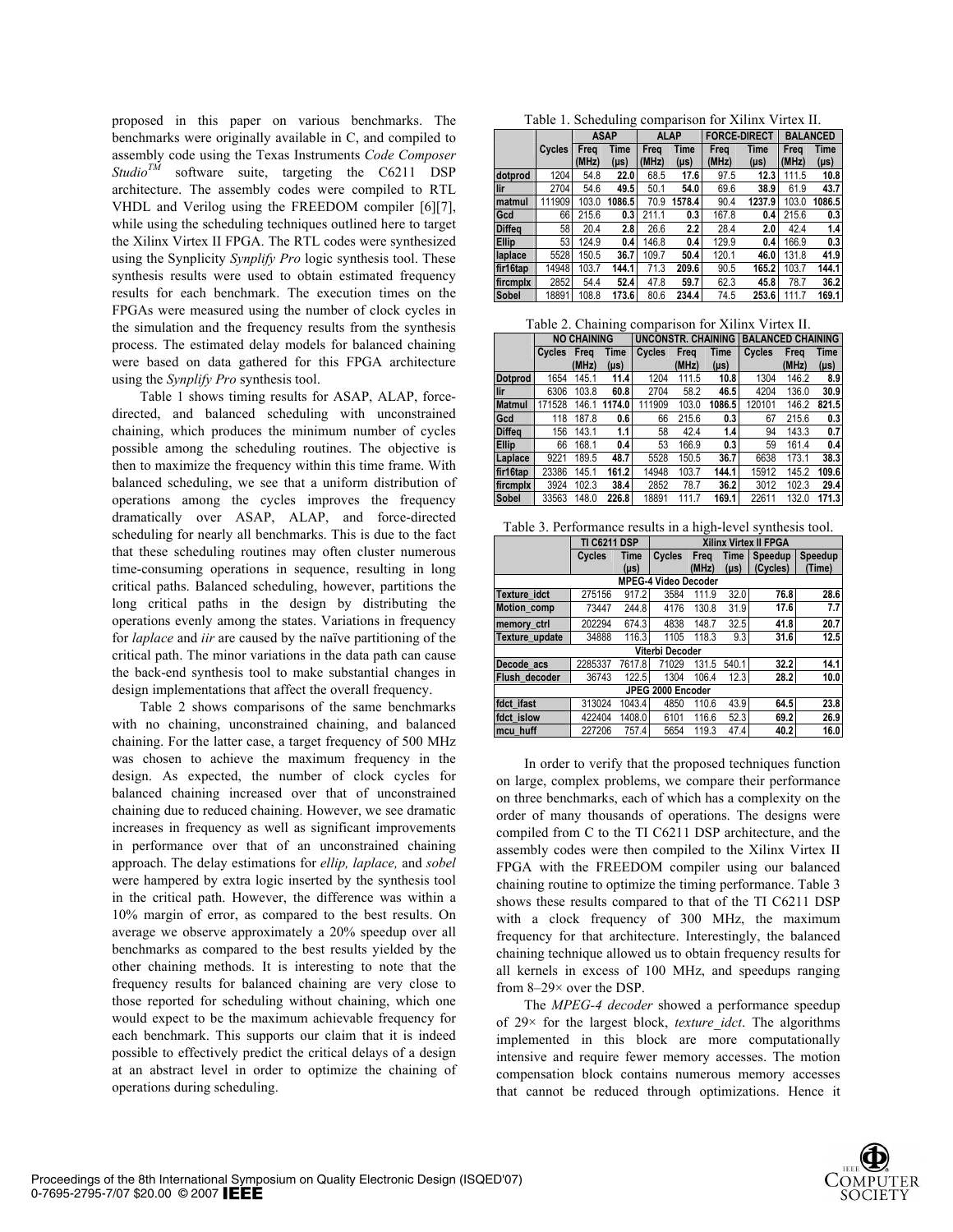proposed in this paper on various benchmarks. The benchmarks were originally available in C, and compiled to assembly code using the Texas Instruments *Code Composer Studio™* software suite, targeting the C6211 DSP architecture. The assembly codes were compiled to RTL VHDL and Verilog using the FREEDOM compiler [6][7], while using the scheduling techniques outlined here to target the Xilinx Virtex II FPGA. The RTL codes were synthesized using the Synplicity *Synplify Pro* logic synthesis tool. These synthesis results were used to obtain estimated frequency results for each benchmark. The execution times on the FPGAs were measured using the number of clock cycles in the simulation and the frequency results from the synthesis process. The estimated delay models for balanced chaining were based on data gathered for this FPGA architecture using the *Synplify Pro* synthesis tool.

Table 1 shows timing results for ASAP, ALAP, force-directed, and balanced scheduling with unconstrained chaining, which produces the minimum number of cycles possible among the scheduling routines. The objective is then to maximize the frequency within this time frame. With balanced scheduling, we see that a uniform distribution of operations among the cycles improves the frequency dramatically over ASAP, ALAP, and force-directed scheduling for nearly all benchmarks. This is due to the fact that these scheduling routines may often cluster numerous time-consuming operations in sequence, resulting in long critical paths. Balanced scheduling, however, partitions the long critical paths in the design by distributing the operations evenly among the states. Variations in frequency for *laplace* and *iir* are caused by the naïve partitioning of the critical path. The minor variations in the data path can cause the back-end synthesis tool to make substantial changes in design implementations that affect the overall frequency.

Table 2 shows comparisons of the same benchmarks with no chaining, unconstrained chaining, and balanced chaining. For the latter case, a target frequency of 500 MHz was chosen to achieve the maximum frequency in the design. As expected, the number of clock cycles for balanced chaining increased over that of unconstrained chaining due to reduced chaining. However, we see dramatic increases in frequency as well as significant improvements in performance over that of an unconstrained chaining approach. The delay estimations for *ellip, laplace,* and *sobel* were hampered by extra logic inserted by the synthesis tool in the critical path. However, the difference was within a 10% margin of error, as compared to the best results. On average we observe approximately a 20% speedup over all benchmarks as compared to the best results yielded by the other chaining methods. It is interesting to note that the frequency results for balanced chaining are very close to those reported for scheduling without chaining, which one would expect to be the maximum achievable frequency for each benchmark. This supports our claim that it is indeed possible to effectively predict the critical delays of a design at an abstract level in order to optimize the chaining of operations during scheduling.

Table 1. Scheduling comparison for Xilinx Virtex II.

| | | ASAP | | ALAP | | FORCE-DIRECT | | BALANCED | |
|---|---|---|---|---|---|---|---|---|---|
| | Cycles | Freq (MHz) | Time (µs) | Freq (MHz) | Time (µs) | Freq (MHz) | Time (µs) | Freq (MHz) | Time (µs) |
| dotprod | 1204 | 54.8 | **22.0** | 68.5 | **17.6** | 97.5 | **12.3** | 111.5 | **10.8** |
| Iir | 2704 | 54.6 | **49.5** | 50.1 | **54.0** | 69.6 | **38.9** | 61.9 | **43.7** |
| matmul | 111909 | 103.0 | **1086.5** | 70.9 | **1578.4** | 90.4 | **1237.9** | 103.0 | **1086.5** |
| Gcd | 66 | 215.6 | **0.3** | 211.1 | **0.3** | 167.8 | **0.4** | 215.6 | **0.3** |
| Diffeq | 58 | 20.4 | **2.8** | 26.6 | **2.2** | 28.4 | **2.0** | 42.4 | **1.4** |
| Ellip | 53 | 124.9 | **0.4** | 146.8 | **0.4** | 129.9 | **0.4** | 166.9 | **0.3** |
| laplace | 5528 | 150.5 | **36.7** | 109.7 | **50.4** | 120.1 | **46.0** | 131.8 | **41.9** |
| fir16tap | 14948 | 103.7 | **144.1** | 71.3 | **209.6** | 90.5 | **165.2** | 103.7 | **144.1** |
| fircmplx | 2852 | 54.4 | **52.4** | 47.8 | **59.7** | 62.3 | **45.8** | 78.7 | **36.2** |
| Sobel | 18891 | 108.8 | **173.6** | 80.6 | **234.4** | 74.5 | **253.6** | 111.7 | **169.1** |

Table 2. Chaining comparison for Xilinx Virtex II.

| | NO CHAINING | | | UNCONSTR. CHAINING | | | BALANCED CHAINING | | |
|---|---|---|---|---|---|---|---|---|---|
| | Cycles | Freq (MHz) | Time (µs) | Cycles | Freq (MHz) | Time (µs) | Cycles | Freq (MHz) | Time (µs) |
| Dotprod | 1654 | 145.1 | **11.4** | 1204 | 111.5 | **10.8** | 1304 | 146.2 | **8.9** |
| Iir | 6306 | 103.8 | **60.8** | 2704 | 58.2 | **46.5** | 4204 | 136.0 | **30.9** |
| Matmul | 171528 | 146.1 | **1174.0** | 111909 | 103.0 | **1086.5** | 120101 | 146.2 | **821.5** |
| Gcd | 118 | 187.8 | **0.6** | 66 | 215.6 | **0.3** | 67 | 215.6 | **0.3** |
| Diffeq | 156 | 143.1 | **1.1** | 58 | 42.4 | **1.4** | 94 | 143.3 | **0.7** |
| Ellip | 66 | 168.1 | **0.4** | 53 | 166.9 | **0.3** | 59 | 161.4 | **0.4** |
| Laplace | 9221 | 189.5 | **48.7** | 5528 | 150.5 | **36.7** | 6638 | 173.1 | **38.3** |
| fir16tap | 23386 | 145.1 | **161.2** | 14948 | 103.7 | **144.1** | 15912 | 145.2 | **109.6** |
| fircmplx | 3924 | 102.3 | **38.4** | 2852 | 78.7 | **36.2** | 3012 | 102.3 | **29.4** |
| Sobel | 33563 | 148.0 | **226.8** | 18891 | 111.7 | **169.1** | 22611 | 132.0 | **171.3** |

Table 3. Performance results in a high-level synthesis tool.

| | TI C6211 DSP | | Xilinx Virtex II FPGA | | | | |
|---|---|---|---|---|---|---|---|
| | Cycles | Time (µs) | Cycles | Freq (MHz) | Time (µs) | Speedup (Cycles) | Speedup (Time) |
| **MPEG-4 Video Decoder** | | | | | | | |
| Texture_idct | 275156 | 917.2 | 3584 | 111.9 | 32.0 | **76.8** | **28.6** |
| Motion_comp | 73447 | 244.8 | 4176 | 130.8 | 31.9 | **17.6** | **7.7** |
| memory_ctrl | 202294 | 674.3 | 4838 | 148.7 | 32.5 | **41.8** | **20.7** |
| Texture_update | 34888 | 116.3 | 1105 | 118.3 | 9.3 | **31.6** | **12.5** |
| **Viterbi Decoder** | | | | | | | |
| Decode_acs | 2285337 | 7617.8 | 71029 | 131.5 | 540.1 | **32.2** | **14.1** |
| Flush_decoder | 36743 | 122.5 | 1304 | 106.4 | 12.3 | **28.2** | **10.0** |
| **JPEG 2000 Encoder** | | | | | | | |
| fdct_ifast | 313024 | 1043.4 | 4850 | 110.6 | 43.9 | **64.5** | **23.8** |
| fdct_islow | 422404 | 1408.0 | 6101 | 116.6 | 52.3 | **69.2** | **26.9** |
| mcu_huff | 227206 | 757.4 | 5654 | 119.3 | 47.4 | **40.2** | **16.0** |

In order to verify that the proposed techniques function on large, complex problems, we compare their performance on three benchmarks, each of which has a complexity on the order of many thousands of operations. The designs were compiled from C to the TI C6211 DSP architecture, and the assembly codes were then compiled to the Xilinx Virtex II FPGA with the FREEDOM compiler using our balanced chaining routine to optimize the timing performance. Table 3 shows these results compared to that of the TI C6211 DSP with a clock frequency of 300 MHz, the maximum frequency for that architecture. Interestingly, the balanced chaining technique allowed us to obtain frequency results for all kernels in excess of 100 MHz, and speedups ranging from 8–29× over the DSP.

The *MPEG-4 decoder* showed a performance speedup of 29× for the largest block, *texture_idct*. The algorithms implemented in this block are more computationally intensive and require fewer memory accesses. The motion compensation block contains numerous memory accesses that cannot be reduced through optimizations. Hence it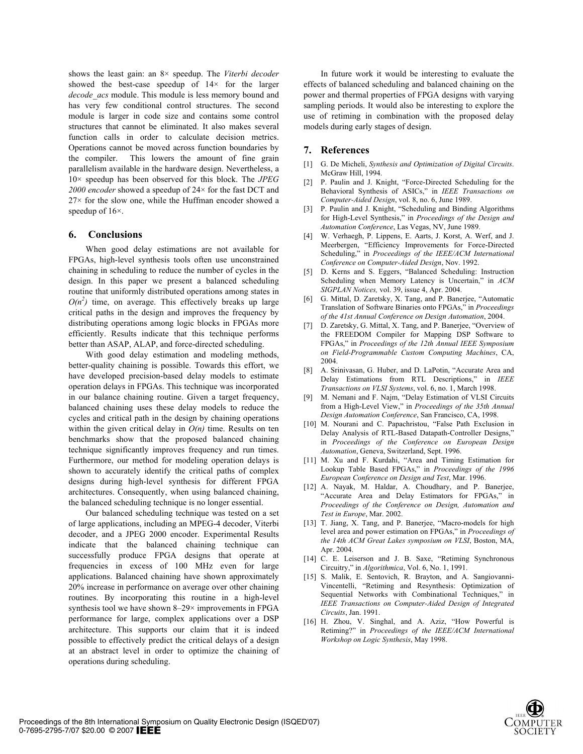shows the least gain: an 8× speedup. The *Viterbi decoder* showed the best-case speedup of 14× for the larger *decode_acs* module. This module is less memory bound and has very few conditional control structures. The second module is larger in code size and contains some control structures that cannot be eliminated. It also makes several function calls in order to calculate decision metrics. Operations cannot be moved across function boundaries by the compiler. This lowers the amount of fine grain parallelism available in the hardware design. Nevertheless, a 10× speedup has been observed for this block. The *JPEG 2000 encoder* showed a speedup of 24× for the fast DCT and 27× for the slow one, while the Huffman encoder showed a speedup of 16×.

## 6. Conclusions

When good delay estimations are not available for FPGAs, high-level synthesis tools often use unconstrained chaining in scheduling to reduce the number of cycles in the design. In this paper we present a balanced scheduling routine that uniformly distributed operations among states in $O(n^2)$ time, on average. This effectively breaks up large critical paths in the design and improves the frequency by distributing operations among logic blocks in FPGAs more efficiently. Results indicate that this technique performs better than ASAP, ALAP, and force-directed scheduling.

With good delay estimation and modeling methods, better-quality chaining is possible. Towards this effort, we have developed precision-based delay models to estimate operation delays in FPGAs. This technique was incorporated in our balance chaining routine. Given a target frequency, balanced chaining uses these delay models to reduce the cycles and critical path in the design by chaining operations within the given critical delay in $O(n)$ time. Results on ten benchmarks show that the proposed balanced chaining technique significantly improves frequency and run times. Furthermore, our method for modeling operation delays is shown to accurately identify the critical paths of complex designs during high-level synthesis for different FPGA architectures. Consequently, when using balanced chaining, the balanced scheduling technique is no longer essential.

Our balanced scheduling technique was tested on a set of large applications, including an MPEG-4 decoder, Viterbi decoder, and a JPEG 2000 encoder. Experimental Results indicate that the balanced chaining technique can successfully produce FPGA designs that operate at frequencies in excess of 100 MHz even for large applications. Balanced chaining have shown approximately 20% increase in performance on average over other chaining routines. By incorporating this routine in a high-level synthesis tool we have shown 8–29× improvements in FPGA performance for large, complex applications over a DSP architecture. This supports our claim that it is indeed possible to effectively predict the critical delays of a design at an abstract level in order to optimize the chaining of operations during scheduling.

In future work it would be interesting to evaluate the effects of balanced scheduling and balanced chaining on the power and thermal properties of FPGA designs with varying sampling periods. It would also be interesting to explore the use of retiming in combination with the proposed delay models during early stages of design.

## 7. References

[1] G. De Micheli, *Synthesis and Optimization of Digital Circuits*. McGraw Hill, 1994.

[2] P. Paulin and J. Knight, "Force-Directed Scheduling for the Behavioral Synthesis of ASICs," in *IEEE Transactions on Computer-Aided Design*, vol. 8, no. 6, June 1989.

[3] P. Paulin and J. Knight, "Scheduling and Binding Algorithms for High-Level Synthesis," in *Proceedings of the Design and Automation Conference*, Las Vegas, NV, June 1989.

[4] W. Verhaegh, P. Lippens, E. Aarts, J. Korst, A. Werf, and J. Meerbergen, "Efficiency Improvements for Force-Directed Scheduling," in *Proceedings of the IEEE/ACM International Conference on Computer-Aided Design*, Nov. 1992.

[5] D. Kerns and S. Eggers, "Balanced Scheduling: Instruction Scheduling when Memory Latency is Uncertain," in *ACM SIGPLAN Notices,* vol. 39, issue 4, Apr. 2004.

[6] G. Mittal, D. Zaretsky, X. Tang, and P. Banerjee, "Automatic Translation of Software Binaries onto FPGAs," in *Proceedings of the 41st Annual Conference on Design Automation*, 2004.

[7] D. Zaretsky, G. Mittal, X. Tang, and P. Banerjee, "Overview of the FREEDOM Compiler for Mapping DSP Software to FPGAs," in *Proceedings of the 12th Annual IEEE Symposium on Field-Programmable Custom Computing Machines*, CA, 2004.

[8] A. Srinivasan, G. Huber, and D. LaPotin, "Accurate Area and Delay Estimations from RTL Descriptions," in *IEEE Transactions on VLSI Systems*, vol. 6, no. 1, March 1998.

[9] M. Nemani and F. Najm, "Delay Estimation of VLSI Circuits from a High-Level View," in *Proceedings of the 35th Annual Design Automation Conference*, San Francisco, CA, 1998.

[10] M. Nourani and C. Papachristou, "False Path Exclusion in Delay Analysis of RTL-Based Datapath-Controller Designs," in *Proceedings of the Conference on European Design Automation*, Geneva, Switzerland, Sept. 1996.

[11] M. Xu and F. Kurdahi, "Area and Timing Estimation for Lookup Table Based FPGAs," in *Proceedings of the 1996 European Conference on Design and Test*, Mar. 1996.

[12] A. Nayak, M. Haldar, A. Choudhary, and P. Banerjee, "Accurate Area and Delay Estimators for FPGAs," in *Proceedings of the Conference on Design, Automation and Test in Europe*, Mar. 2002.

[13] T. Jiang, X. Tang, and P. Banerjee, "Macro-models for high level area and power estimation on FPGAs," in *Proceedings of the 14th ACM Great Lakes symposium on VLSI*, Boston, MA, Apr. 2004.

[14] C. E. Leiserson and J. B. Saxe, "Retiming Synchronous Circuitry," in *Algorithmica*, Vol. 6, No. 1, 1991.

[15] S. Malik, E. Sentovich, R. Brayton, and A. Sangiovanni-Vincentelli, "Retiming and Resynthesis: Optimization of Sequential Networks with Combinational Techniques," in *IEEE Transactions on Computer-Aided Design of Integrated Circuits*, Jan. 1991.

[16] H. Zhou, V. Singhal, and A. Aziz, "How Powerful is Retiming?" in *Proceedings of the IEEE/ACM International Workshop on Logic Synthesis*, May 1998.